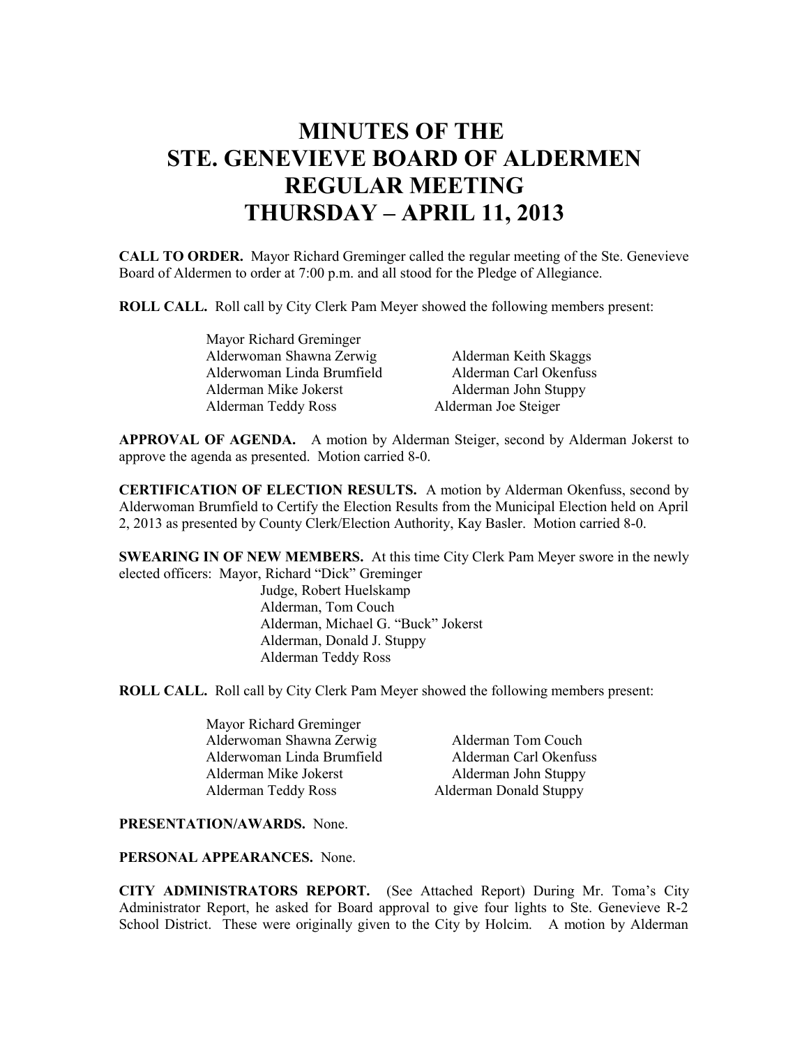# MINUTES OF THE
# STE. GENEVIEVE BOARD OF ALDERMEN
# REGULAR MEETING
# THURSDAY – APRIL 11, 2013

**CALL TO ORDER.** Mayor Richard Greminger called the regular meeting of the Ste. Genevieve Board of Aldermen to order at 7:00 p.m. and all stood for the Pledge of Allegiance.

**ROLL CALL.** Roll call by City Clerk Pam Meyer showed the following members present:

Mayor Richard Greminger
Alderwoman Shawna Zerwig
Alderwoman Linda Brumfield
Alderman Mike Jokerst
Alderman Teddy Ross
Alderman Keith Skaggs
Alderman Carl Okenfuss
Alderman John Stuppy
Alderman Joe Steiger

**APPROVAL OF AGENDA.** A motion by Alderman Steiger, second by Alderman Jokerst to approve the agenda as presented. Motion carried 8-0.

**CERTIFICATION OF ELECTION RESULTS.** A motion by Alderman Okenfuss, second by Alderwoman Brumfield to Certify the Election Results from the Municipal Election held on April 2, 2013 as presented by County Clerk/Election Authority, Kay Basler. Motion carried 8-0.

**SWEARING IN OF NEW MEMBERS.** At this time City Clerk Pam Meyer swore in the newly elected officers:

Mayor, Richard "Dick" Greminger
Judge, Robert Huelskamp
Alderman, Tom Couch
Alderman, Michael G. "Buck" Jokerst
Alderman, Donald J. Stuppy
Alderman Teddy Ross

**ROLL CALL.** Roll call by City Clerk Pam Meyer showed the following members present:

Mayor Richard Greminger
Alderwoman Shawna Zerwig
Alderwoman Linda Brumfield
Alderman Mike Jokerst
Alderman Teddy Ross
Alderman Tom Couch
Alderman Carl Okenfuss
Alderman John Stuppy
Alderman Donald Stuppy

**PRESENTATION/AWARDS.** None.

**PERSONAL APPEARANCES.** None.

**CITY ADMINISTRATORS REPORT.** (See Attached Report) During Mr. Toma's City Administrator Report, he asked for Board approval to give four lights to Ste. Genevieve R-2 School District. These were originally given to the City by Holcim. A motion by Alderman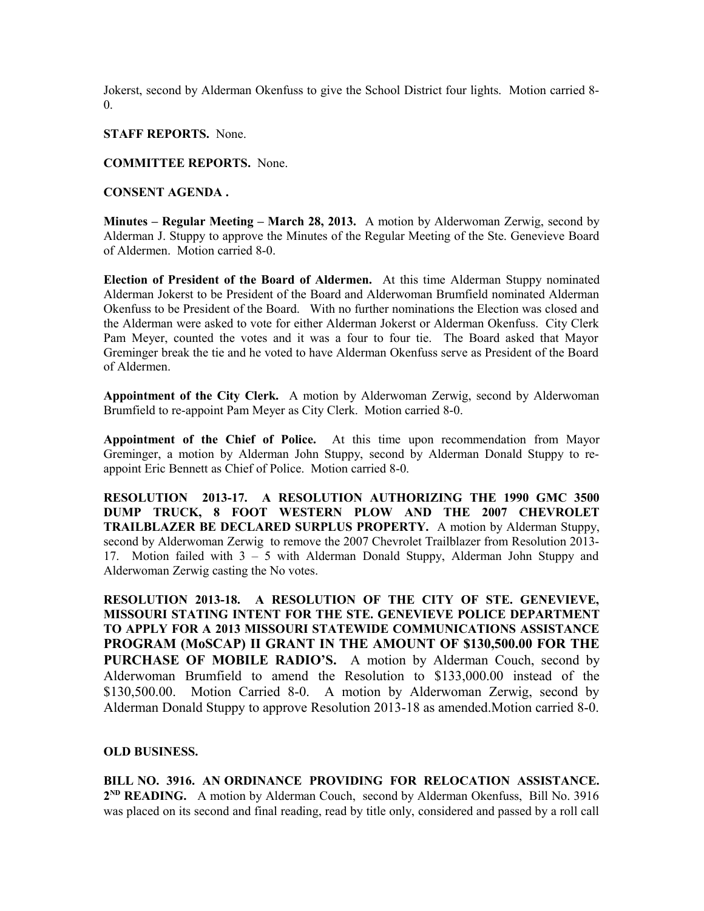Jokerst, second by Alderman Okenfuss to give the School District four lights. Motion carried 8-0.

**STAFF REPORTS.** None.

**COMMITTEE REPORTS.** None.

**CONSENT AGENDA .**

**Minutes – Regular Meeting – March 28, 2013.** A motion by Alderwoman Zerwig, second by Alderman J. Stuppy to approve the Minutes of the Regular Meeting of the Ste. Genevieve Board of Aldermen. Motion carried 8-0.

**Election of President of the Board of Aldermen.** At this time Alderman Stuppy nominated Alderman Jokerst to be President of the Board and Alderwoman Brumfield nominated Alderman Okenfuss to be President of the Board. With no further nominations the Election was closed and the Alderman were asked to vote for either Alderman Jokerst or Alderman Okenfuss. City Clerk Pam Meyer, counted the votes and it was a four to four tie. The Board asked that Mayor Greminger break the tie and he voted to have Alderman Okenfuss serve as President of the Board of Aldermen.

**Appointment of the City Clerk.** A motion by Alderwoman Zerwig, second by Alderwoman Brumfield to re-appoint Pam Meyer as City Clerk. Motion carried 8-0.

**Appointment of the Chief of Police.** At this time upon recommendation from Mayor Greminger, a motion by Alderman John Stuppy, second by Alderman Donald Stuppy to re-appoint Eric Bennett as Chief of Police. Motion carried 8-0.

**RESOLUTION 2013-17. A RESOLUTION AUTHORIZING THE 1990 GMC 3500 DUMP TRUCK, 8 FOOT WESTERN PLOW AND THE 2007 CHEVROLET TRAILBLAZER BE DECLARED SURPLUS PROPERTY.** A motion by Alderman Stuppy, second by Alderwoman Zerwig to remove the 2007 Chevrolet Trailblazer from Resolution 2013-17. Motion failed with 3 – 5 with Alderman Donald Stuppy, Alderman John Stuppy and Alderwoman Zerwig casting the No votes.

**RESOLUTION 2013-18. A RESOLUTION OF THE CITY OF STE. GENEVIEVE, MISSOURI STATING INTENT FOR THE STE. GENEVIEVE POLICE DEPARTMENT TO APPLY FOR A 2013 MISSOURI STATEWIDE COMMUNICATIONS ASSISTANCE PROGRAM (MoSCAP) II GRANT IN THE AMOUNT OF $130,500.00 FOR THE PURCHASE OF MOBILE RADIO'S.** A motion by Alderman Couch, second by Alderwoman Brumfield to amend the Resolution to $133,000.00 instead of the $130,500.00. Motion Carried 8-0. A motion by Alderwoman Zerwig, second by Alderman Donald Stuppy to approve Resolution 2013-18 as amended.Motion carried 8-0.

**OLD BUSINESS.**

**BILL NO. 3916. AN ORDINANCE PROVIDING FOR RELOCATION ASSISTANCE. 2ND READING.** A motion by Alderman Couch, second by Alderman Okenfuss, Bill No. 3916 was placed on its second and final reading, read by title only, considered and passed by a roll call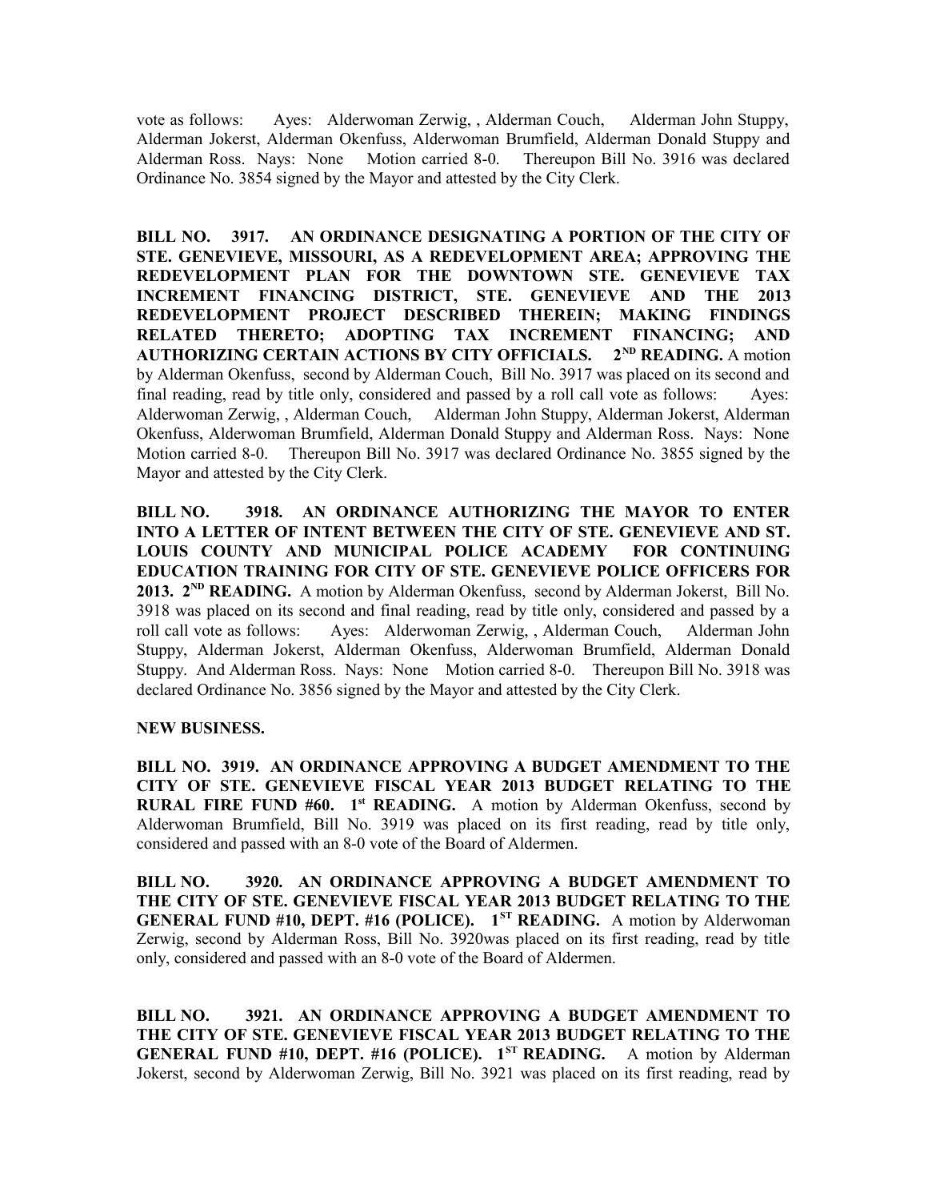vote as follows: Ayes: Alderwoman Zerwig, , Alderman Couch, Alderman John Stuppy, Alderman Jokerst, Alderman Okenfuss, Alderwoman Brumfield, Alderman Donald Stuppy and Alderman Ross. Nays: None Motion carried 8-0. Thereupon Bill No. 3916 was declared Ordinance No. 3854 signed by the Mayor and attested by the City Clerk.

**BILL NO. 3917. AN ORDINANCE DESIGNATING A PORTION OF THE CITY OF STE. GENEVIEVE, MISSOURI, AS A REDEVELOPMENT AREA; APPROVING THE REDEVELOPMENT PLAN FOR THE DOWNTOWN STE. GENEVIEVE TAX INCREMENT FINANCING DISTRICT, STE. GENEVIEVE AND THE 2013 REDEVELOPMENT PROJECT DESCRIBED THEREIN; MAKING FINDINGS RELATED THERETO; ADOPTING TAX INCREMENT FINANCING; AND AUTHORIZING CERTAIN ACTIONS BY CITY OFFICIALS. 2ND READING.** A motion by Alderman Okenfuss, second by Alderman Couch, Bill No. 3917 was placed on its second and final reading, read by title only, considered and passed by a roll call vote as follows: Ayes: Alderwoman Zerwig, , Alderman Couch, Alderman John Stuppy, Alderman Jokerst, Alderman Okenfuss, Alderwoman Brumfield, Alderman Donald Stuppy and Alderman Ross. Nays: None Motion carried 8-0. Thereupon Bill No. 3917 was declared Ordinance No. 3855 signed by the Mayor and attested by the City Clerk.

**BILL NO. 3918. AN ORDINANCE AUTHORIZING THE MAYOR TO ENTER INTO A LETTER OF INTENT BETWEEN THE CITY OF STE. GENEVIEVE AND ST. LOUIS COUNTY AND MUNICIPAL POLICE ACADEMY FOR CONTINUING EDUCATION TRAINING FOR CITY OF STE. GENEVIEVE POLICE OFFICERS FOR 2013. 2ND READING.** A motion by Alderman Okenfuss, second by Alderman Jokerst, Bill No. 3918 was placed on its second and final reading, read by title only, considered and passed by a roll call vote as follows: Ayes: Alderwoman Zerwig, , Alderman Couch, Alderman John Stuppy, Alderman Jokerst, Alderman Okenfuss, Alderwoman Brumfield, Alderman Donald Stuppy. And Alderman Ross. Nays: None Motion carried 8-0. Thereupon Bill No. 3918 was declared Ordinance No. 3856 signed by the Mayor and attested by the City Clerk.

**NEW BUSINESS.**

**BILL NO. 3919. AN ORDINANCE APPROVING A BUDGET AMENDMENT TO THE CITY OF STE. GENEVIEVE FISCAL YEAR 2013 BUDGET RELATING TO THE RURAL FIRE FUND #60. 1st READING.** A motion by Alderman Okenfuss, second by Alderwoman Brumfield, Bill No. 3919 was placed on its first reading, read by title only, considered and passed with an 8-0 vote of the Board of Aldermen.

**BILL NO. 3920. AN ORDINANCE APPROVING A BUDGET AMENDMENT TO THE CITY OF STE. GENEVIEVE FISCAL YEAR 2013 BUDGET RELATING TO THE GENERAL FUND #10, DEPT. #16 (POLICE). 1ST READING.** A motion by Alderwoman Zerwig, second by Alderman Ross, Bill No. 3920was placed on its first reading, read by title only, considered and passed with an 8-0 vote of the Board of Aldermen.

**BILL NO. 3921. AN ORDINANCE APPROVING A BUDGET AMENDMENT TO THE CITY OF STE. GENEVIEVE FISCAL YEAR 2013 BUDGET RELATING TO THE GENERAL FUND #10, DEPT. #16 (POLICE). 1ST READING.** A motion by Alderman Jokerst, second by Alderwoman Zerwig, Bill No. 3921 was placed on its first reading, read by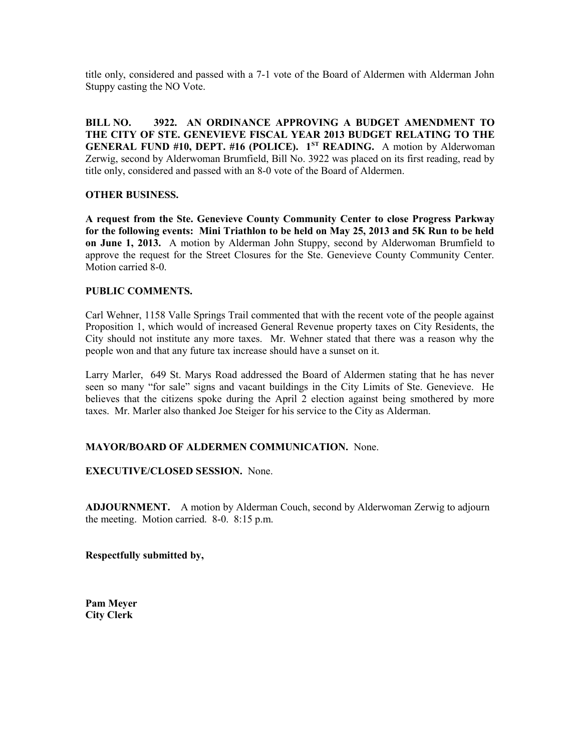title only, considered and passed with a 7-1 vote of the Board of Aldermen with Alderman John Stuppy casting the NO Vote.

**BILL NO. 3922. AN ORDINANCE APPROVING A BUDGET AMENDMENT TO THE CITY OF STE. GENEVIEVE FISCAL YEAR 2013 BUDGET RELATING TO THE GENERAL FUND #10, DEPT. #16 (POLICE). 1ST READING.** A motion by Alderwoman Zerwig, second by Alderwoman Brumfield, Bill No. 3922 was placed on its first reading, read by title only, considered and passed with an 8-0 vote of the Board of Aldermen.

**OTHER BUSINESS.**

**A request from the Ste. Genevieve County Community Center to close Progress Parkway for the following events: Mini Triathlon to be held on May 25, 2013 and 5K Run to be held on June 1, 2013.** A motion by Alderman John Stuppy, second by Alderwoman Brumfield to approve the request for the Street Closures for the Ste. Genevieve County Community Center. Motion carried 8-0.

**PUBLIC COMMENTS.**

Carl Wehner, 1158 Valle Springs Trail commented that with the recent vote of the people against Proposition 1, which would of increased General Revenue property taxes on City Residents, the City should not institute any more taxes. Mr. Wehner stated that there was a reason why the people won and that any future tax increase should have a sunset on it.

Larry Marler, 649 St. Marys Road addressed the Board of Aldermen stating that he has never seen so many "for sale" signs and vacant buildings in the City Limits of Ste. Genevieve. He believes that the citizens spoke during the April 2 election against being smothered by more taxes. Mr. Marler also thanked Joe Steiger for his service to the City as Alderman.

**MAYOR/BOARD OF ALDERMEN COMMUNICATION.** None.

**EXECUTIVE/CLOSED SESSION.** None.

**ADJOURNMENT.** A motion by Alderman Couch, second by Alderwoman Zerwig to adjourn the meeting. Motion carried. 8-0. 8:15 p.m.

**Respectfully submitted by,**

**Pam Meyer**
**City Clerk**